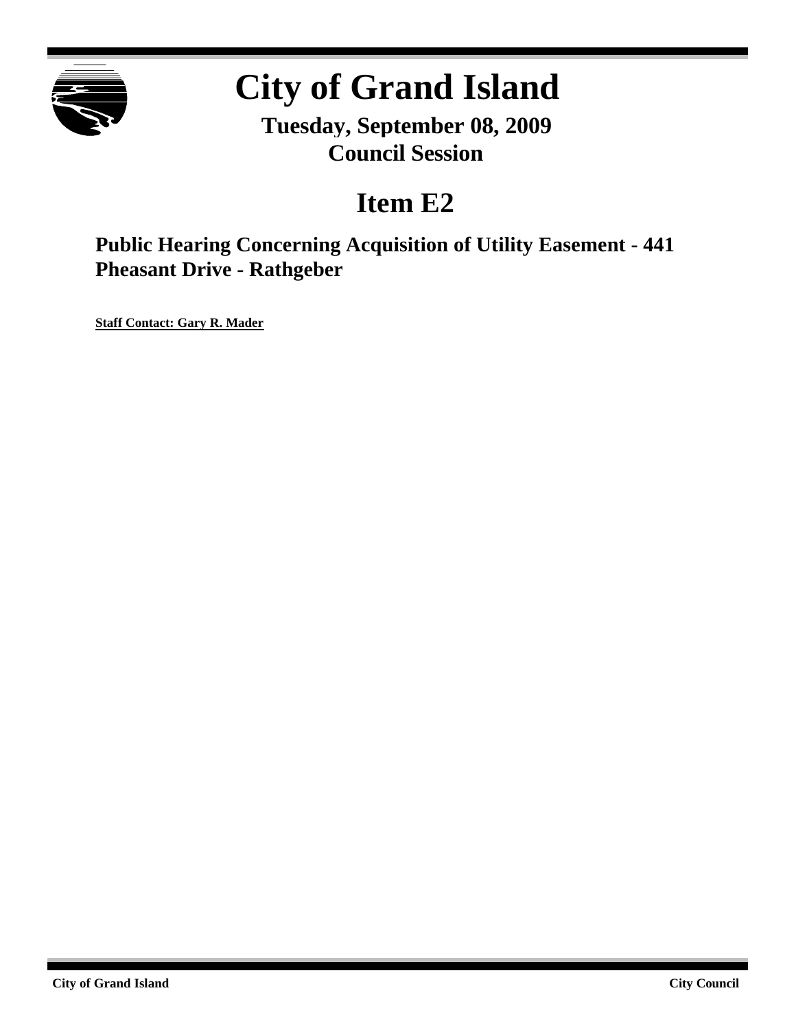# City of Grand Island

**Tuesday, September 08, 2009**
**Council Session**

## Item E2

### Public Hearing Concerning Acquisition of Utility Easement - 441 Pheasant Drive - Rathgeber

**Staff Contact: Gary R. Mader**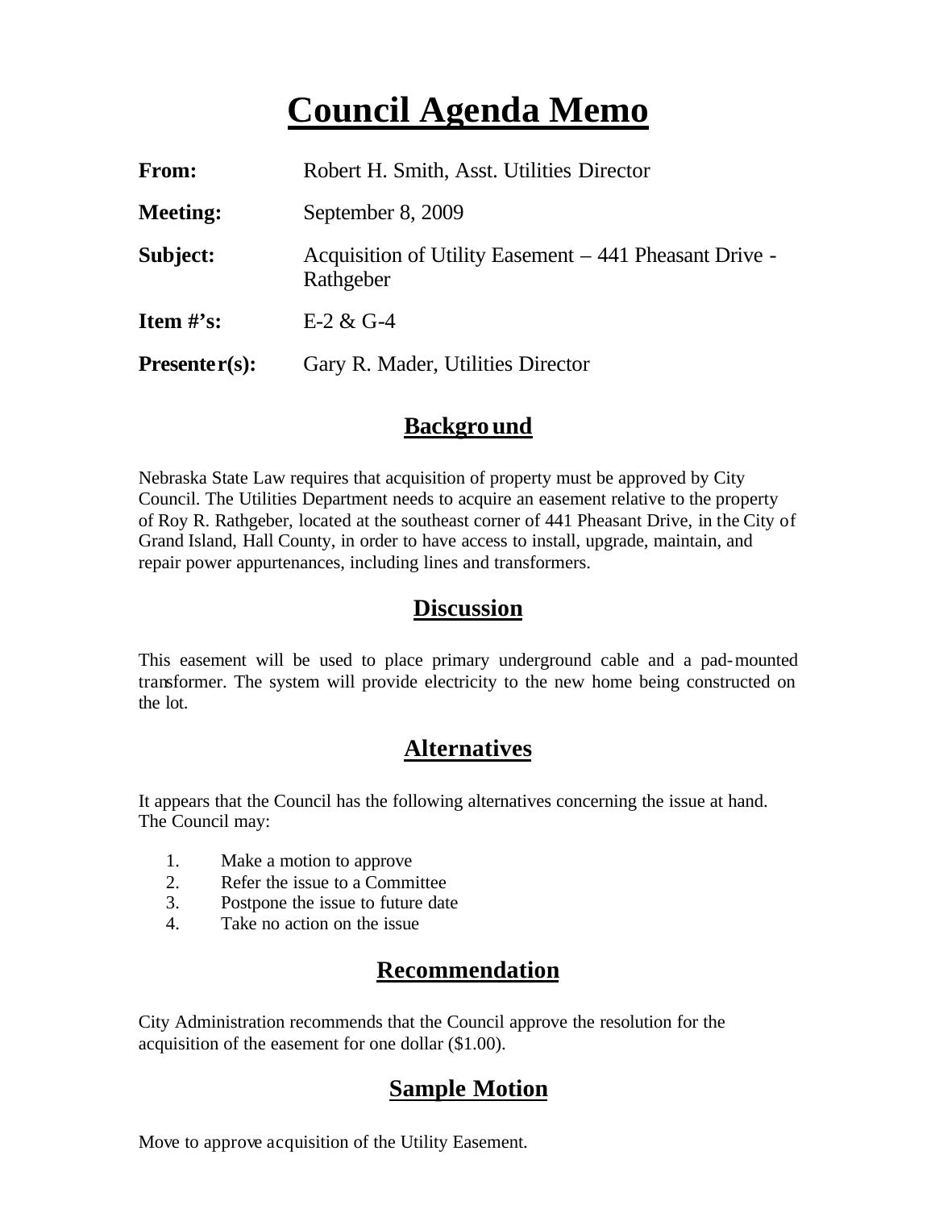# Council Agenda Memo

**From:** Robert H. Smith, Asst. Utilities Director

**Meeting:** September 8, 2009

**Subject:** Acquisition of Utility Easement – 441 Pheasant Drive - Rathgeber

**Item #'s:** E-2 & G-4

**Presenter(s):** Gary R. Mader, Utilities Director

## Background

Nebraska State Law requires that acquisition of property must be approved by City Council. The Utilities Department needs to acquire an easement relative to the property of Roy R. Rathgeber, located at the southeast corner of 441 Pheasant Drive, in the City of Grand Island, Hall County, in order to have access to install, upgrade, maintain, and repair power appurtenances, including lines and transformers.

## Discussion

This easement will be used to place primary underground cable and a pad-mounted transformer. The system will provide electricity to the new home being constructed on the lot.

## Alternatives

It appears that the Council has the following alternatives concerning the issue at hand. The Council may:

1. Make a motion to approve
2. Refer the issue to a Committee
3. Postpone the issue to future date
4. Take no action on the issue

## Recommendation

City Administration recommends that the Council approve the resolution for the acquisition of the easement for one dollar ($1.00).

## Sample Motion

Move to approve acquisition of the Utility Easement.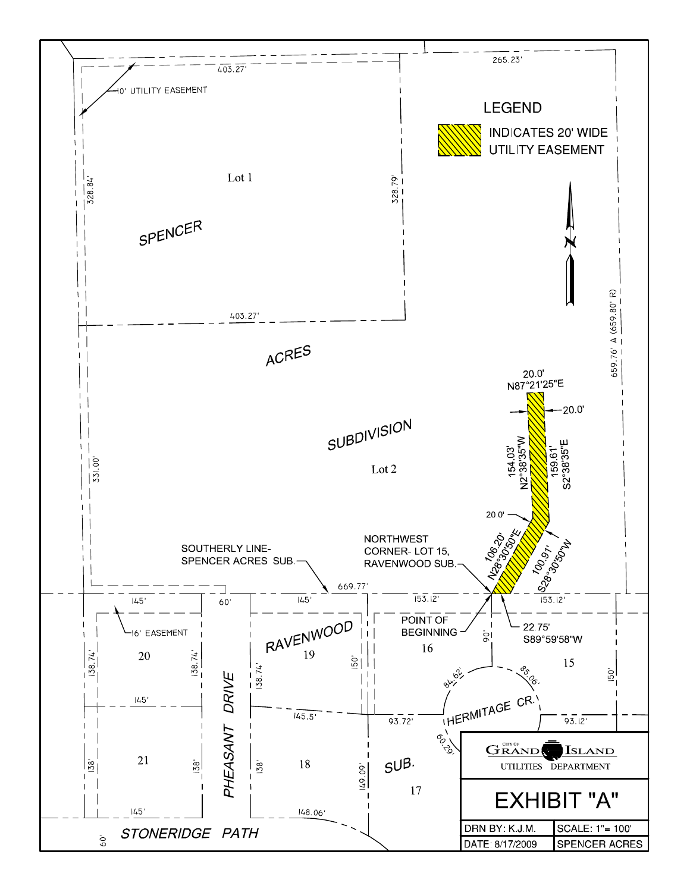LEGEND

INDICATES 20' WIDE UTILITY EASEMENT

10' UTILITY EASEMENT

403.27'

265.23'

Lot 1

328.84'

328.79'

SPENCER

403.27'

ACRES

SUBDIVISION

Lot 2

331.00'

659.76' A (659.80' R)

20.0'
N87°21'25"E

20.0'

154.03'
N2°38'35"W

159.61'
S2°38'35"E

20.0'

106.20'
N28°30'50"E

100.91'
S28°30'50"W

NORTHWEST CORNER- LOT 15, RAVENWOOD SUB.

SOUTHERLY LINE- SPENCER ACRES SUB.

669.77'

145'

60'

145'

153.12'

153.12'

POINT OF BEGINNING

22.75'
S89°59'58"W

16' EASEMENT

20

138.74'

138.74'

RAVENWOOD

19

138.74'

150'

16

90'

15

150'

145'

84.62'

85.06'

HERMITAGE CR.

145.5'

93.72'

93.12'

60.29'

21

138'

138'

PHEASANT DRIVE

18

138'

149.09'

SUB.

17

145'

148.06'

60'

STONERIDGE PATH

CITY OF GRAND ISLAND
UTILITIES DEPARTMENT

EXHIBIT "A"

| | |
|---|---|
| DRN BY: K.J.M. | SCALE: 1"= 100' |
| DATE: 8/17/2009 | SPENCER ACRES |